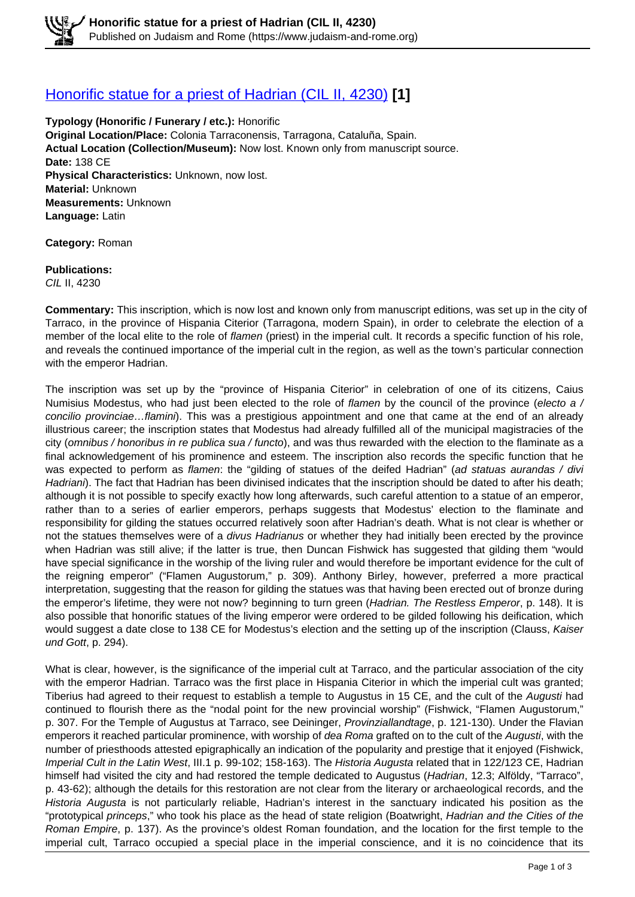# [Honorific statue for a priest of Hadrian (CIL II, 4230)](#) **[1]**

**Typology (Honorific / Funerary / etc.):** Honorific
**Original Location/Place:** Colonia Tarraconensis, Tarragona, Cataluña, Spain.
**Actual Location (Collection/Museum):** Now lost. Known only from manuscript source.
**Date:** 138 CE
**Physical Characteristics:** Unknown, now lost.
**Material:** Unknown
**Measurements:** Unknown
**Language:** Latin

**Category:** Roman

**Publications:**
*CIL* II, 4230

**Commentary:** This inscription, which is now lost and known only from manuscript editions, was set up in the city of Tarraco, in the province of Hispania Citerior (Tarragona, modern Spain), in order to celebrate the election of a member of the local elite to the role of *flamen* (priest) in the imperial cult. It records a specific function of his role, and reveals the continued importance of the imperial cult in the region, as well as the town's particular connection with the emperor Hadrian.

The inscription was set up by the "province of Hispania Citerior" in celebration of one of its citizens, Caius Numisius Modestus, who had just been elected to the role of *flamen* by the council of the province (*electo a / concilio provinciae…flamini*). This was a prestigious appointment and one that came at the end of an already illustrious career; the inscription states that Modestus had already fulfilled all of the municipal magistracies of the city (*omnibus / honoribus in re publica sua / functo*), and was thus rewarded with the election to the flaminate as a final acknowledgement of his prominence and esteem. The inscription also records the specific function that he was expected to perform as *flamen*: the "gilding of statues of the deifed Hadrian" (*ad statuas aurandas / divi Hadriani*). The fact that Hadrian has been divinised indicates that the inscription should be dated to after his death; although it is not possible to specify exactly how long afterwards, such careful attention to a statue of an emperor, rather than to a series of earlier emperors, perhaps suggests that Modestus' election to the flaminate and responsibility for gilding the statues occurred relatively soon after Hadrian's death. What is not clear is whether or not the statues themselves were of a *divus Hadrianus* or whether they had initially been erected by the province when Hadrian was still alive; if the latter is true, then Duncan Fishwick has suggested that gilding them "would have special significance in the worship of the living ruler and would therefore be important evidence for the cult of the reigning emperor" ("Flamen Augustorum," p. 309). Anthony Birley, however, preferred a more practical interpretation, suggesting that the reason for gilding the statues was that having been erected out of bronze during the emperor's lifetime, they were not now? beginning to turn green (*Hadrian. The Restless Emperor*, p. 148). It is also possible that honorific statues of the living emperor were ordered to be gilded following his deification, which would suggest a date close to 138 CE for Modestus's election and the setting up of the inscription (Clauss, *Kaiser und Gott*, p. 294).

What is clear, however, is the significance of the imperial cult at Tarraco, and the particular association of the city with the emperor Hadrian. Tarraco was the first place in Hispania Citerior in which the imperial cult was granted; Tiberius had agreed to their request to establish a temple to Augustus in 15 CE, and the cult of the *Augusti* had continued to flourish there as the "nodal point for the new provincial worship" (Fishwick, "Flamen Augustorum," p. 307. For the Temple of Augustus at Tarraco, see Deininger, *Provinziallandtage*, p. 121-130). Under the Flavian emperors it reached particular prominence, with worship of *dea Roma* grafted on to the cult of the *Augusti*, with the number of priesthoods attested epigraphically an indication of the popularity and prestige that it enjoyed (Fishwick, *Imperial Cult in the Latin West*, III.1 p. 99-102; 158-163). The *Historia Augusta* related that in 122/123 CE, Hadrian himself had visited the city and had restored the temple dedicated to Augustus (*Hadrian*, 12.3; Alföldy, "Tarraco", p. 43-62); although the details for this restoration are not clear from the literary or archaeological records, and the *Historia Augusta* is not particularly reliable, Hadrian's interest in the sanctuary indicated his position as the "prototypical *princeps*," who took his place as the head of state religion (Boatwright, *Hadrian and the Cities of the Roman Empire*, p. 137). As the province's oldest Roman foundation, and the location for the first temple to the imperial cult, Tarraco occupied a special place in the imperial conscience, and it is no coincidence that its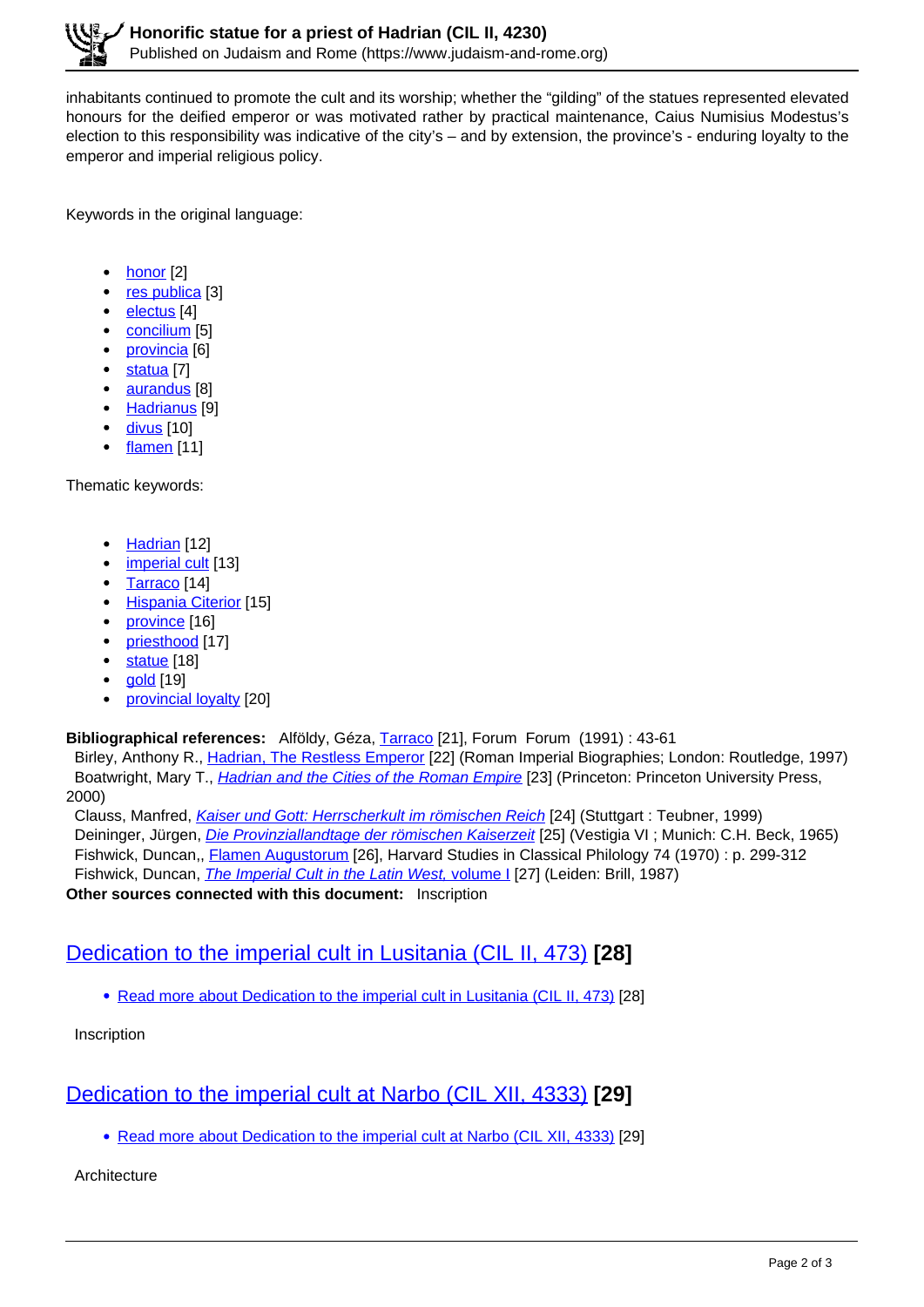inhabitants continued to promote the cult and its worship; whether the “gilding” of the statues represented elevated honours for the deified emperor or was motivated rather by practical maintenance, Caius Numisius Modestus’s election to this responsibility was indicative of the city’s – and by extension, the province’s - enduring loyalty to the emperor and imperial religious policy.

Keywords in the original language:

- honor [2]
- res publica [3]
- electus [4]
- concilium [5]
- provincia [6]
- statua [7]
- aurandus [8]
- Hadrianus [9]
- divus [10]
- flamen [11]

Thematic keywords:

- Hadrian [12]
- imperial cult [13]
- Tarraco [14]
- Hispania Citerior [15]
- province [16]
- priesthood [17]
- statue [18]
- gold [19]
- provincial loyalty [20]

**Bibliographical references:** Alföldy, Géza, Tarraco [21], Forum Forum (1991) : 43-61
Birley, Anthony R., Hadrian, The Restless Emperor [22] (Roman Imperial Biographies; London: Routledge, 1997)
Boatwright, Mary T., *Hadrian and the Cities of the Roman Empire* [23] (Princeton: Princeton University Press, 2000)
Clauss, Manfred, *Kaiser und Gott: Herrscherkult im römischen Reich* [24] (Stuttgart : Teubner, 1999)
Deininger, Jürgen, *Die Provinziallandtage der römischen Kaiserzeit* [25] (Vestigia VI ; Munich: C.H. Beck, 1965)
Fishwick, Duncan,, Flamen Augustorum [26], Harvard Studies in Classical Philology 74 (1970) : p. 299-312
Fishwick, Duncan, *The Imperial Cult in the Latin West,* volume I [27] (Leiden: Brill, 1987)
**Other sources connected with this document:** Inscription

## Dedication to the imperial cult in Lusitania (CIL II, 473) [28]

- Read more about Dedication to the imperial cult in Lusitania (CIL II, 473) [28]

Inscription

## Dedication to the imperial cult at Narbo (CIL XII, 4333) [29]

- Read more about Dedication to the imperial cult at Narbo (CIL XII, 4333) [29]

Architecture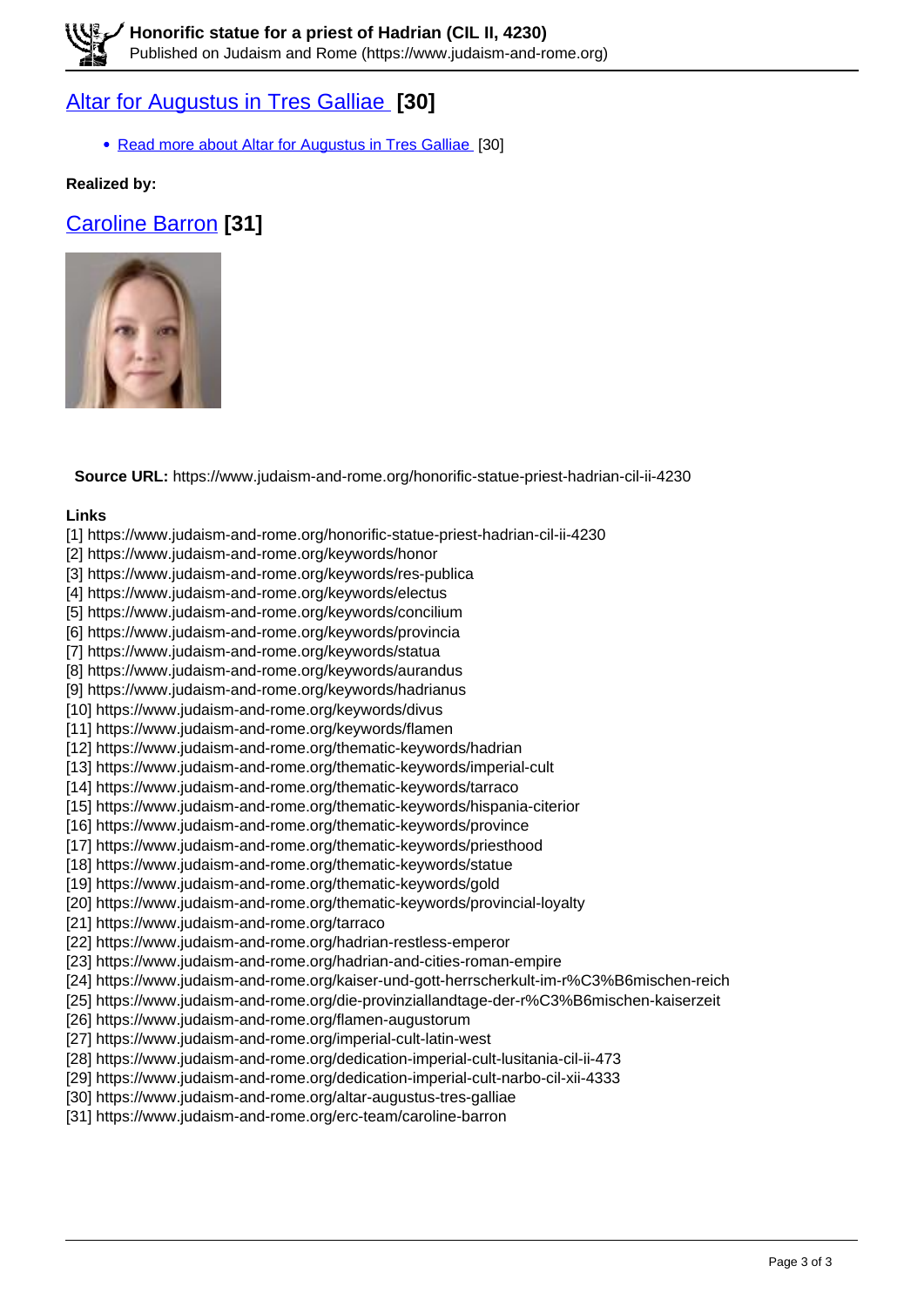## Altar for Augustus in Tres Galliae [30]

- Read more about Altar for Augustus in Tres Galliae [30]

**Realized by:**

## Caroline Barron [31]

**Source URL:** https://www.judaism-and-rome.org/honorific-statue-priest-hadrian-cil-ii-4230

**Links**

[1] https://www.judaism-and-rome.org/honorific-statue-priest-hadrian-cil-ii-4230
[2] https://www.judaism-and-rome.org/keywords/honor
[3] https://www.judaism-and-rome.org/keywords/res-publica
[4] https://www.judaism-and-rome.org/keywords/electus
[5] https://www.judaism-and-rome.org/keywords/concilium
[6] https://www.judaism-and-rome.org/keywords/provincia
[7] https://www.judaism-and-rome.org/keywords/statua
[8] https://www.judaism-and-rome.org/keywords/aurandus
[9] https://www.judaism-and-rome.org/keywords/hadrianus
[10] https://www.judaism-and-rome.org/keywords/divus
[11] https://www.judaism-and-rome.org/keywords/flamen
[12] https://www.judaism-and-rome.org/thematic-keywords/hadrian
[13] https://www.judaism-and-rome.org/thematic-keywords/imperial-cult
[14] https://www.judaism-and-rome.org/thematic-keywords/tarraco
[15] https://www.judaism-and-rome.org/thematic-keywords/hispania-citerior
[16] https://www.judaism-and-rome.org/thematic-keywords/province
[17] https://www.judaism-and-rome.org/thematic-keywords/priesthood
[18] https://www.judaism-and-rome.org/thematic-keywords/statue
[19] https://www.judaism-and-rome.org/thematic-keywords/gold
[20] https://www.judaism-and-rome.org/thematic-keywords/provincial-loyalty
[21] https://www.judaism-and-rome.org/tarraco
[22] https://www.judaism-and-rome.org/hadrian-restless-emperor
[23] https://www.judaism-and-rome.org/hadrian-and-cities-roman-empire
[24] https://www.judaism-and-rome.org/kaiser-und-gott-herrscherkult-im-r%C3%B6mischen-reich
[25] https://www.judaism-and-rome.org/die-provinziallandtage-der-r%C3%B6mischen-kaiserzeit
[26] https://www.judaism-and-rome.org/flamen-augustorum
[27] https://www.judaism-and-rome.org/imperial-cult-latin-west
[28] https://www.judaism-and-rome.org/dedication-imperial-cult-lusitania-cil-ii-473
[29] https://www.judaism-and-rome.org/dedication-imperial-cult-narbo-cil-xii-4333
[30] https://www.judaism-and-rome.org/altar-augustus-tres-galliae
[31] https://www.judaism-and-rome.org/erc-team/caroline-barron